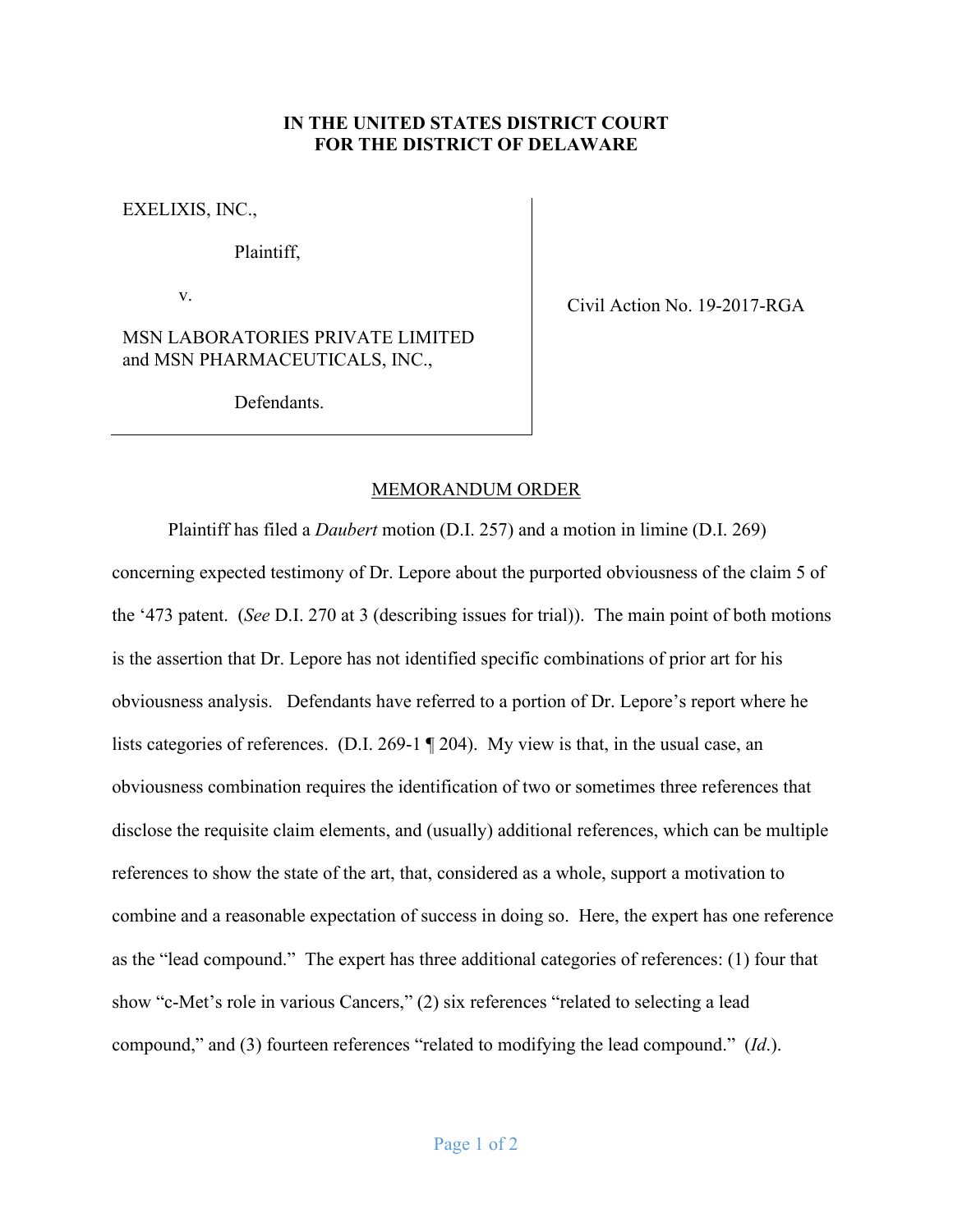**IN THE UNITED STATES DISTRICT COURT FOR THE DISTRICT OF DELAWARE**

| | |
|---|---|
| EXELIXIS, INC., Plaintiff, v. MSN LABORATORIES PRIVATE LIMITED and MSN PHARMACEUTICALS, INC., Defendants. | Civil Action No. 19-2017-RGA |

MEMORANDUM ORDER

Plaintiff has filed a *Daubert* motion (D.I. 257) and a motion in limine (D.I. 269) concerning expected testimony of Dr. Lepore about the purported obviousness of the claim 5 of the '473 patent. (*See* D.I. 270 at 3 (describing issues for trial)). The main point of both motions is the assertion that Dr. Lepore has not identified specific combinations of prior art for his obviousness analysis. Defendants have referred to a portion of Dr. Lepore's report where he lists categories of references. (D.I. 269-1 ¶ 204). My view is that, in the usual case, an obviousness combination requires the identification of two or sometimes three references that disclose the requisite claim elements, and (usually) additional references, which can be multiple references to show the state of the art, that, considered as a whole, support a motivation to combine and a reasonable expectation of success in doing so. Here, the expert has one reference as the "lead compound." The expert has three additional categories of references: (1) four that show "c-Met's role in various Cancers," (2) six references "related to selecting a lead compound," and (3) fourteen references "related to modifying the lead compound." (*Id.*).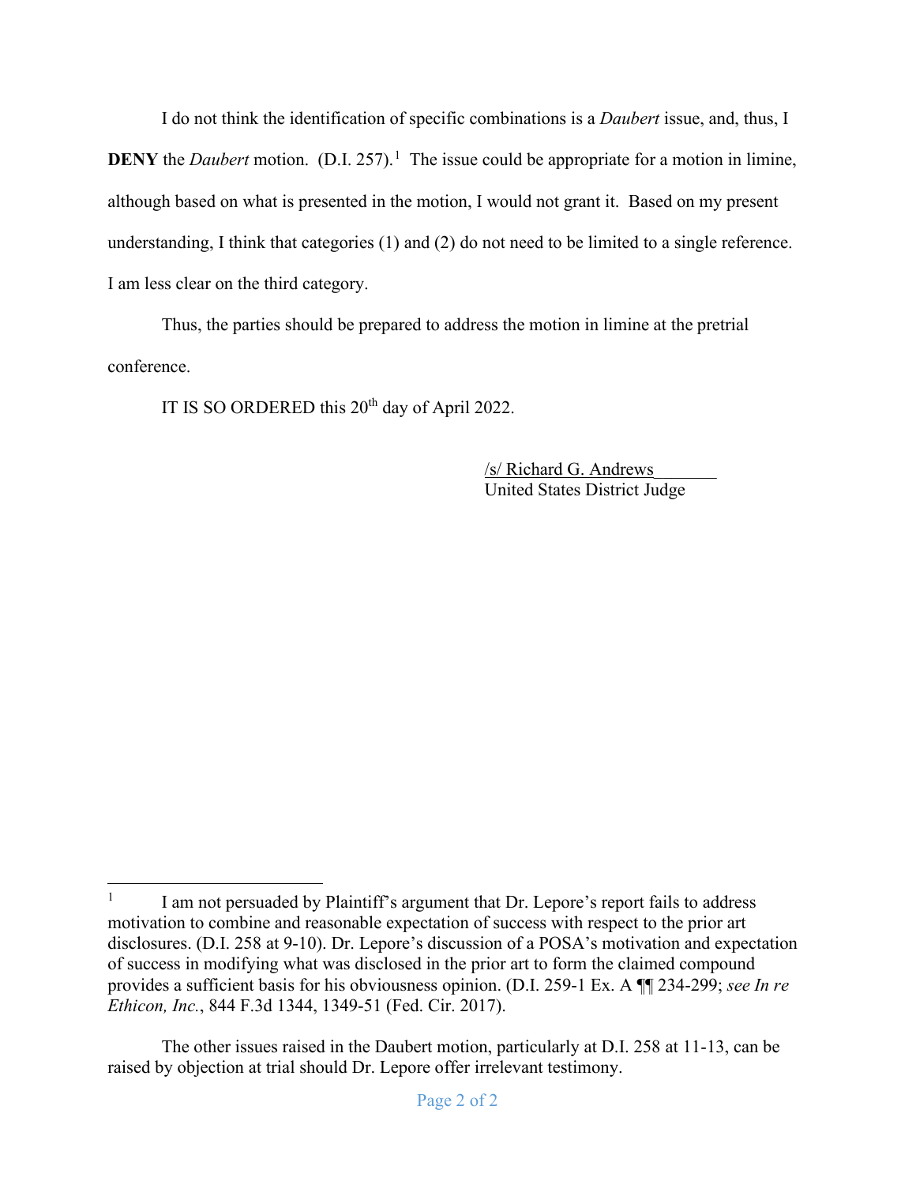I do not think the identification of specific combinations is a *Daubert* issue, and, thus, I **DENY** the *Daubert* motion. (D.I. 257).[1] The issue could be appropriate for a motion in limine, although based on what is presented in the motion, I would not grant it. Based on my present understanding, I think that categories (1) and (2) do not need to be limited to a single reference. I am less clear on the third category.

Thus, the parties should be prepared to address the motion in limine at the pretrial conference.

IT IS SO ORDERED this 20th day of April 2022.

/s/ Richard G. Andrews
United States District Judge

---

[1] I am not persuaded by Plaintiff's argument that Dr. Lepore's report fails to address motivation to combine and reasonable expectation of success with respect to the prior art disclosures. (D.I. 258 at 9-10). Dr. Lepore's discussion of a POSA's motivation and expectation of success in modifying what was disclosed in the prior art to form the claimed compound provides a sufficient basis for his obviousness opinion. (D.I. 259-1 Ex. A ¶¶ 234-299; *see In re Ethicon, Inc.*, 844 F.3d 1344, 1349-51 (Fed. Cir. 2017).

The other issues raised in the Daubert motion, particularly at D.I. 258 at 11-13, can be raised by objection at trial should Dr. Lepore offer irrelevant testimony.